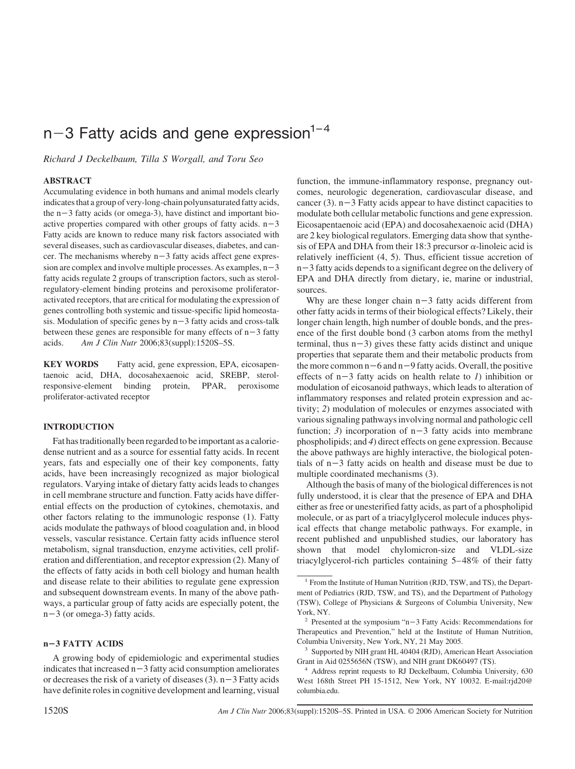# n−3 Fatty acids and gene expression[1–4]

*Richard J Deckelbaum, Tilla S Worgall, and Toru Seo*

## ABSTRACT

Accumulating evidence in both humans and animal models clearly indicates that a group of very-long-chain polyunsaturated fatty acids, the n−3 fatty acids (or omega-3), have distinct and important bioactive properties compared with other groups of fatty acids. n−3 Fatty acids are known to reduce many risk factors associated with several diseases, such as cardiovascular diseases, diabetes, and cancer. The mechanisms whereby n−3 fatty acids affect gene expression are complex and involve multiple processes. As examples, n−3 fatty acids regulate 2 groups of transcription factors, such as sterol-regulatory-element binding proteins and peroxisome proliferator-activated receptors, that are critical for modulating the expression of genes controlling both systemic and tissue-specific lipid homeostasis. Modulation of specific genes by n−3 fatty acids and cross-talk between these genes are responsible for many effects of n−3 fatty acids. *Am J Clin Nutr* 2006;83(suppl):1520S–5S.

**KEY WORDS** Fatty acid, gene expression, EPA, eicosapentaenoic acid, DHA, docosahexaenoic acid, SREBP, sterol-responsive-element binding protein, PPAR, peroxisome proliferator-activated receptor

## INTRODUCTION

Fat has traditionally been regarded to be important as a calorie-dense nutrient and as a source for essential fatty acids. In recent years, fats and especially one of their key components, fatty acids, have been increasingly recognized as major biological regulators. Varying intake of dietary fatty acids leads to changes in cell membrane structure and function. Fatty acids have differential effects on the production of cytokines, chemotaxis, and other factors relating to the immunologic response (1). Fatty acids modulate the pathways of blood coagulation and, in blood vessels, vascular resistance. Certain fatty acids influence sterol metabolism, signal transduction, enzyme activities, cell proliferation and differentiation, and receptor expression (2). Many of the effects of fatty acids in both cell biology and human health and disease relate to their abilities to regulate gene expression and subsequent downstream events. In many of the above pathways, a particular group of fatty acids are especially potent, the n−3 (or omega-3) fatty acids.

## n−3 FATTY ACIDS

A growing body of epidemiologic and experimental studies indicates that increased n−3 fatty acid consumption ameliorates or decreases the risk of a variety of diseases (3). n−3 Fatty acids have definite roles in cognitive development and learning, visual function, the immune-inflammatory response, pregnancy outcomes, neurologic degeneration, cardiovascular disease, and cancer (3). n−3 Fatty acids appear to have distinct capacities to modulate both cellular metabolic functions and gene expression. Eicosapentaenoic acid (EPA) and docosahexaenoic acid (DHA) are 2 key biological regulators. Emerging data show that synthesis of EPA and DHA from their 18:3 precursor α-linoleic acid is relatively inefficient (4, 5). Thus, efficient tissue accretion of n−3 fatty acids depends to a significant degree on the delivery of EPA and DHA directly from dietary, ie, marine or industrial, sources.

Why are these longer chain n−3 fatty acids different from other fatty acids in terms of their biological effects? Likely, their longer chain length, high number of double bonds, and the presence of the first double bond (3 carbon atoms from the methyl terminal, thus n−3) gives these fatty acids distinct and unique properties that separate them and their metabolic products from the more common n−6 and n−9 fatty acids. Overall, the positive effects of n−3 fatty acids on health relate to *1)* inhibition or modulation of eicosanoid pathways, which leads to alteration of inflammatory responses and related protein expression and activity; *2)* modulation of molecules or enzymes associated with various signaling pathways involving normal and pathologic cell function; *3)* incorporation of n−3 fatty acids into membrane phospholipids; and *4)* direct effects on gene expression. Because the above pathways are highly interactive, the biological potentials of n−3 fatty acids on health and disease must be due to multiple coordinated mechanisms (3).

Although the basis of many of the biological differences is not fully understood, it is clear that the presence of EPA and DHA either as free or unesterified fatty acids, as part of a phospholipid molecule, or as part of a triacylglycerol molecule induces physical effects that change metabolic pathways. For example, in recent published and unpublished studies, our laboratory has shown that model chylomicron-size and VLDL-size triacylglycerol-rich particles containing 5–48% of their fatty

---

[1] From the Institute of Human Nutrition (RJD, TSW, and TS), the Department of Pediatrics (RJD, TSW, and TS), and the Department of Pathology (TSW), College of Physicians & Surgeons of Columbia University, New York, NY.

[2] Presented at the symposium "n−3 Fatty Acids: Recommendations for Therapeutics and Prevention," held at the Institute of Human Nutrition, Columbia University, New York, NY, 21 May 2005.

[3] Supported by NIH grant HL 40404 (RJD), American Heart Association Grant in Aid 0255656N (TSW), and NIH grant DK60497 (TS).

[4] Address reprint requests to RJ Deckelbaum, Columbia University, 630 West 168th Street PH 15-1512, New York, NY 10032. E-mail:rjd20@columbia.edu.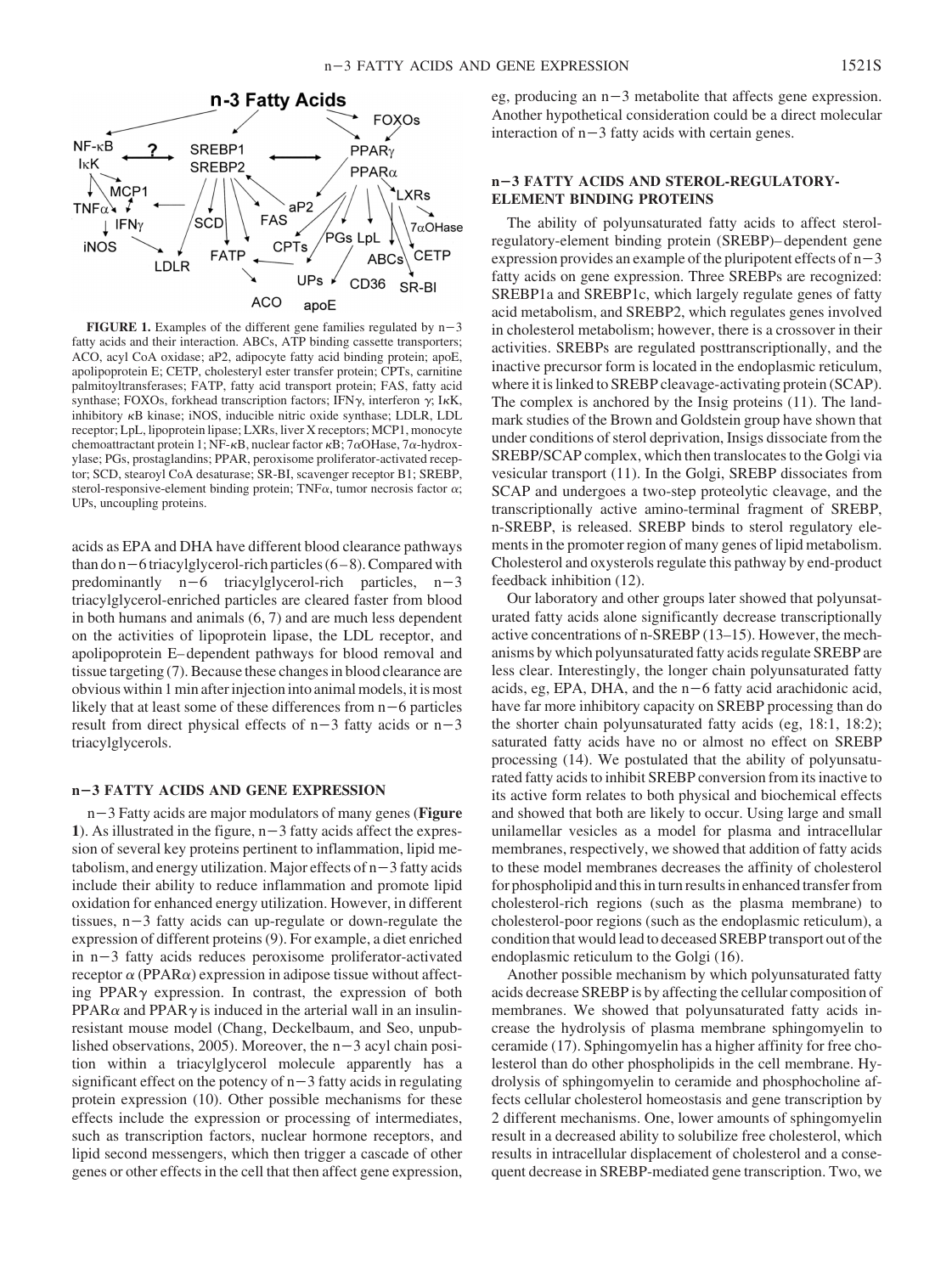**FIGURE 1.** Examples of the different gene families regulated by n−3 fatty acids and their interaction. ABCs, ATP binding cassette transporters; ACO, acyl CoA oxidase; aP2, adipocyte fatty acid binding protein; apoE, apolipoprotein E; CETP, cholesteryl ester transfer protein; CPTs, carnitine palmitoyltransferases; FATP, fatty acid transport protein; FAS, fatty acid synthase; FOXOs, forkhead transcription factors; IFNγ, interferon γ; IκK, inhibitory κB kinase; iNOS, inducible nitric oxide synthase; LDLR, LDL receptor; LpL, lipoprotein lipase; LXRs, liver X receptors; MCP1, monocyte chemoattractant protein 1; NF-κB, nuclear factor κB; 7αOHase, 7α-hydroxylase; PGs, prostaglandins; PPAR, peroxisome proliferator-activated receptor; SCD, stearoyl CoA desaturase; SR-BI, scavenger receptor B1; SREBP, sterol-responsive-element binding protein; TNFα, tumor necrosis factor α; UPs, uncoupling proteins.

acids as EPA and DHA have different blood clearance pathways than do n−6 triacylglycerol-rich particles (6–8). Compared with predominantly n−6 triacylglycerol-rich particles, n−3 triacylglycerol-enriched particles are cleared faster from blood in both humans and animals (6, 7) and are much less dependent on the activities of lipoprotein lipase, the LDL receptor, and apolipoprotein E–dependent pathways for blood removal and tissue targeting (7). Because these changes in blood clearance are obvious within 1 min after injection into animal models, it is most likely that at least some of these differences from n−6 particles result from direct physical effects of n−3 fatty acids or n−3 triacylglycerols.

## n−3 FATTY ACIDS AND GENE EXPRESSION

n−3 Fatty acids are major modulators of many genes (**Figure 1**). As illustrated in the figure, n−3 fatty acids affect the expression of several key proteins pertinent to inflammation, lipid metabolism, and energy utilization. Major effects of n−3 fatty acids include their ability to reduce inflammation and promote lipid oxidation for enhanced energy utilization. However, in different tissues, n−3 fatty acids can up-regulate or down-regulate the expression of different proteins (9). For example, a diet enriched in n−3 fatty acids reduces peroxisome proliferator-activated receptor α (PPARα) expression in adipose tissue without affecting PPARγ expression. In contrast, the expression of both PPARα and PPARγ is induced in the arterial wall in an insulin-resistant mouse model (Chang, Deckelbaum, and Seo, unpublished observations, 2005). Moreover, the n−3 acyl chain position within a triacylglycerol molecule apparently has a significant effect on the potency of n−3 fatty acids in regulating protein expression (10). Other possible mechanisms for these effects include the expression or processing of intermediates, such as transcription factors, nuclear hormone receptors, and lipid second messengers, which then trigger a cascade of other genes or other effects in the cell that then affect gene expression, eg, producing an n−3 metabolite that affects gene expression. Another hypothetical consideration could be a direct molecular interaction of n−3 fatty acids with certain genes.

## n−3 FATTY ACIDS AND STEROL-REGULATORY-ELEMENT BINDING PROTEINS

The ability of polyunsaturated fatty acids to affect sterol-regulatory-element binding protein (SREBP)–dependent gene expression provides an example of the pluripotent effects of n−3 fatty acids on gene expression. Three SREBPs are recognized: SREBP1a and SREBP1c, which largely regulate genes of fatty acid metabolism, and SREBP2, which regulates genes involved in cholesterol metabolism; however, there is a crossover in their activities. SREBPs are regulated posttranscriptionally, and the inactive precursor form is located in the endoplasmic reticulum, where it is linked to SREBP cleavage-activating protein (SCAP). The complex is anchored by the Insig proteins (11). The landmark studies of the Brown and Goldstein group have shown that under conditions of sterol deprivation, Insigs dissociate from the SREBP/SCAP complex, which then translocates to the Golgi via vesicular transport (11). In the Golgi, SREBP dissociates from SCAP and undergoes a two-step proteolytic cleavage, and the transcriptionally active amino-terminal fragment of SREBP, n-SREBP, is released. SREBP binds to sterol regulatory elements in the promoter region of many genes of lipid metabolism. Cholesterol and oxysterols regulate this pathway by end-product feedback inhibition (12).

Our laboratory and other groups later showed that polyunsaturated fatty acids alone significantly decrease transcriptionally active concentrations of n-SREBP (13–15). However, the mechanisms by which polyunsaturated fatty acids regulate SREBP are less clear. Interestingly, the longer chain polyunsaturated fatty acids, eg, EPA, DHA, and the n−6 fatty acid arachidonic acid, have far more inhibitory capacity on SREBP processing than do the shorter chain polyunsaturated fatty acids (eg, 18:1, 18:2); saturated fatty acids have no or almost no effect on SREBP processing (14). We postulated that the ability of polyunsaturated fatty acids to inhibit SREBP conversion from its inactive to its active form relates to both physical and biochemical effects and showed that both are likely to occur. Using large and small unilamellar vesicles as a model for plasma and intracellular membranes, respectively, we showed that addition of fatty acids to these model membranes decreases the affinity of cholesterol for phospholipid and this in turn results in enhanced transfer from cholesterol-rich regions (such as the plasma membrane) to cholesterol-poor regions (such as the endoplasmic reticulum), a condition that would lead to deceased SREBP transport out of the endoplasmic reticulum to the Golgi (16).

Another possible mechanism by which polyunsaturated fatty acids decrease SREBP is by affecting the cellular composition of membranes. We showed that polyunsaturated fatty acids increase the hydrolysis of plasma membrane sphingomyelin to ceramide (17). Sphingomyelin has a higher affinity for free cholesterol than do other phospholipids in the cell membrane. Hydrolysis of sphingomyelin to ceramide and phosphocholine affects cellular cholesterol homeostasis and gene transcription by 2 different mechanisms. One, lower amounts of sphingomyelin result in a decreased ability to solubilize free cholesterol, which results in intracellular displacement of cholesterol and a consequent decrease in SREBP-mediated gene transcription. Two, we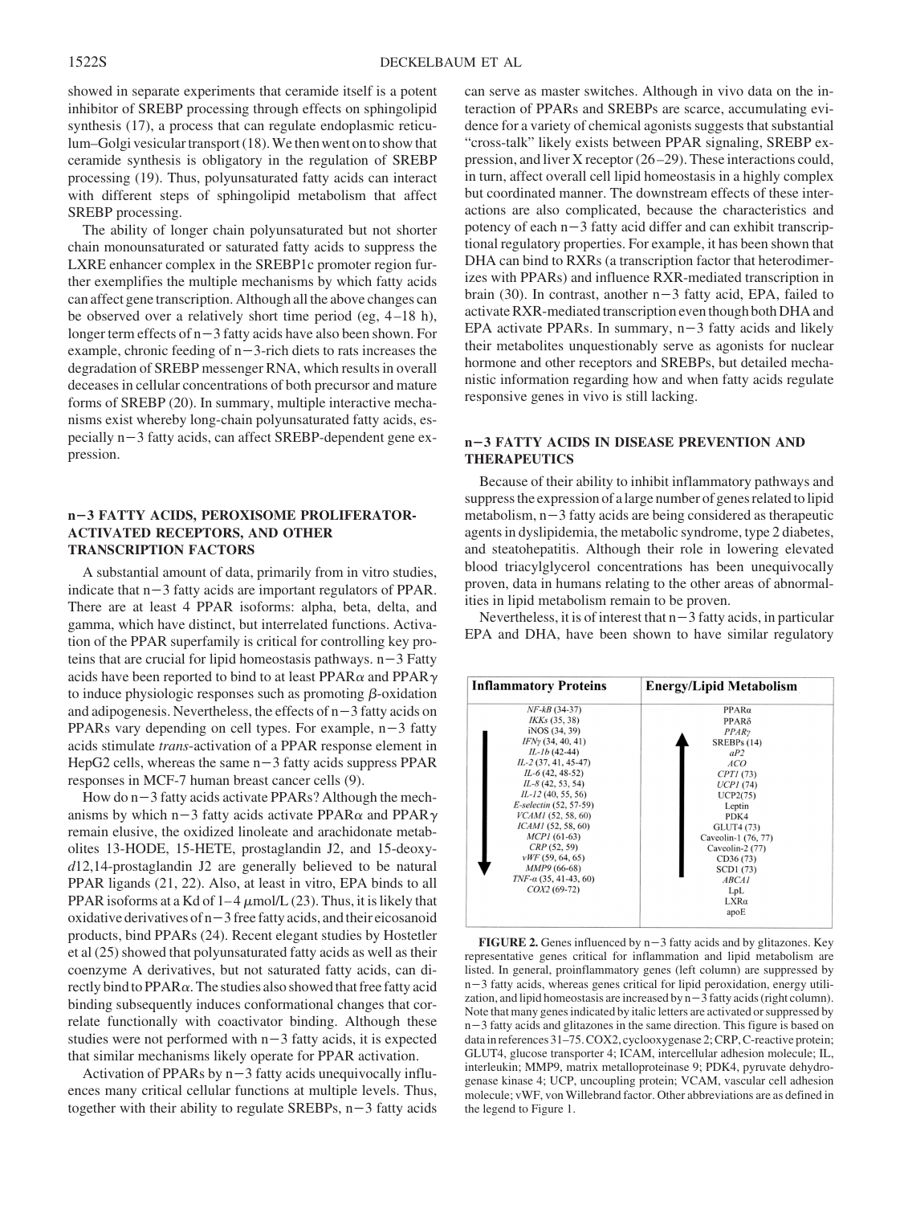showed in separate experiments that ceramide itself is a potent inhibitor of SREBP processing through effects on sphingolipid synthesis (17), a process that can regulate endoplasmic reticulum–Golgi vesicular transport (18). We then went on to show that ceramide synthesis is obligatory in the regulation of SREBP processing (19). Thus, polyunsaturated fatty acids can interact with different steps of sphingolipid metabolism that affect SREBP processing.

The ability of longer chain polyunsaturated but not shorter chain monounsaturated or saturated fatty acids to suppress the LXRE enhancer complex in the SREBP1c promoter region further exemplifies the multiple mechanisms by which fatty acids can affect gene transcription. Although all the above changes can be observed over a relatively short time period (eg, 4–18 h), longer term effects of n−3 fatty acids have also been shown. For example, chronic feeding of n−3-rich diets to rats increases the degradation of SREBP messenger RNA, which results in overall deceases in cellular concentrations of both precursor and mature forms of SREBP (20). In summary, multiple interactive mechanisms exist whereby long-chain polyunsaturated fatty acids, especially n−3 fatty acids, can affect SREBP-dependent gene expression.

## n−3 FATTY ACIDS, PEROXISOME PROLIFERATOR-ACTIVATED RECEPTORS, AND OTHER TRANSCRIPTION FACTORS

A substantial amount of data, primarily from in vitro studies, indicate that n−3 fatty acids are important regulators of PPAR. There are at least 4 PPAR isoforms: alpha, beta, delta, and gamma, which have distinct, but interrelated functions. Activation of the PPAR superfamily is critical for controlling key proteins that are crucial for lipid homeostasis pathways. n−3 Fatty acids have been reported to bind to at least PPAR$\alpha$ and PPAR$\gamma$ to induce physiologic responses such as promoting $\beta$-oxidation and adipogenesis. Nevertheless, the effects of n−3 fatty acids on PPARs vary depending on cell types. For example, n−3 fatty acids stimulate *trans*-activation of a PPAR response element in HepG2 cells, whereas the same n−3 fatty acids suppress PPAR responses in MCF-7 human breast cancer cells (9).

How do n−3 fatty acids activate PPARs? Although the mechanisms by which n−3 fatty acids activate PPAR$\alpha$ and PPAR$\gamma$ remain elusive, the oxidized linoleate and arachidonate metabolites 13-HODE, 15-HETE, prostaglandin J2, and 15-deoxy-*d*12,14-prostaglandin J2 are generally believed to be natural PPAR ligands (21, 22). Also, at least in vitro, EPA binds to all PPAR isoforms at a Kd of 1–4 $\mu$mol/L (23). Thus, it is likely that oxidative derivatives of n−3 free fatty acids, and their eicosanoid products, bind PPARs (24). Recent elegant studies by Hostetler et al (25) showed that polyunsaturated fatty acids as well as their coenzyme A derivatives, but not saturated fatty acids, can directly bind to PPAR$\alpha$. The studies also showed that free fatty acid binding subsequently induces conformational changes that correlate functionally with coactivator binding. Although these studies were not performed with n−3 fatty acids, it is expected that similar mechanisms likely operate for PPAR activation.

Activation of PPARs by n−3 fatty acids unequivocally influences many critical cellular functions at multiple levels. Thus, together with their ability to regulate SREBPs, n−3 fatty acids can serve as master switches. Although in vivo data on the interaction of PPARs and SREBPs are scarce, accumulating evidence for a variety of chemical agonists suggests that substantial "cross-talk" likely exists between PPAR signaling, SREBP expression, and liver X receptor (26–29). These interactions could, in turn, affect overall cell lipid homeostasis in a highly complex but coordinated manner. The downstream effects of these interactions are also complicated, because the characteristics and potency of each n−3 fatty acid differ and can exhibit transcriptional regulatory properties. For example, it has been shown that DHA can bind to RXRs (a transcription factor that heterodimerizes with PPARs) and influence RXR-mediated transcription in brain (30). In contrast, another n−3 fatty acid, EPA, failed to activate RXR-mediated transcription even though both DHA and EPA activate PPARs. In summary, n−3 fatty acids and likely their metabolites unquestionably serve as agonists for nuclear hormone and other receptors and SREBPs, but detailed mechanistic information regarding how and when fatty acids regulate responsive genes in vivo is still lacking.

## n−3 FATTY ACIDS IN DISEASE PREVENTION AND THERAPEUTICS

Because of their ability to inhibit inflammatory pathways and suppress the expression of a large number of genes related to lipid metabolism, n−3 fatty acids are being considered as therapeutic agents in dyslipidemia, the metabolic syndrome, type 2 diabetes, and steatohepatitis. Although their role in lowering elevated blood triacylglycerol concentrations has been unequivocally proven, data in humans relating to the other areas of abnormalities in lipid metabolism remain to be proven.

Nevertheless, it is of interest that n−3 fatty acids, in particular EPA and DHA, have been shown to have similar regulatory

| Inflammatory Proteins (↓) | Energy/Lipid Metabolism (↑) |
|---|---|
| *NF-kB* (34-37) | PPARα |
| *IKKs* (35, 38) | PPARδ |
| iNOS (34, 39) | *PPARγ* |
| *IFNγ* (34, 40, 41) | SREBPs (14) |
| *IL-1b* (42-44) | *aP2* |
| *IL-2* (37, 41, 45-47) | *ACO* |
| *IL-6* (42, 48-52) | *CPT1* (73) |
| *IL-8* (42, 53, 54) | *UCP1* (74) |
| *IL-12* (40, 55, 56) | UCP2(75) |
| *E-selectin* (52, 57-59) | Leptin |
| *VCAM1* (52, 58, 60) | PDK4 |
| *ICAM1* (52, 58, 60) | GLUT4 (73) |
| *MCP1* (61-63) | Caveolin-1 (76, 77) |
| *CRP* (52, 59) | Caveolin-2 (77) |
| *vWF* (59, 64, 65) | CD36 (73) |
| *MMP9* (66-68) | SCD1 (73) |
| *TNF-α* (35, 41-43, 60) | *ABCA1* |
| *COX2* (69-72) | LpL |
| | LXRα |
| | apoE |

**FIGURE 2.** Genes influenced by n−3 fatty acids and by glitazones. Key representative genes critical for inflammation and lipid metabolism are listed. In general, proinflammatory genes (left column) are suppressed by n−3 fatty acids, whereas genes critical for lipid peroxidation, energy utilization, and lipid homeostasis are increased by n−3 fatty acids (right column). Note that many genes indicated by italic letters are activated or suppressed by n−3 fatty acids and glitazones in the same direction. This figure is based on data in references 31–75. COX2, cyclooxygenase 2; CRP, C-reactive protein; GLUT4, glucose transporter 4; ICAM, intercellular adhesion molecule; IL, interleukin; MMP9, matrix metalloproteinase 9; PDK4, pyruvate dehydrogenase kinase 4; UCP, uncoupling protein; VCAM, vascular cell adhesion molecule; vWF, von Willebrand factor. Other abbreviations are as defined in the legend to Figure 1.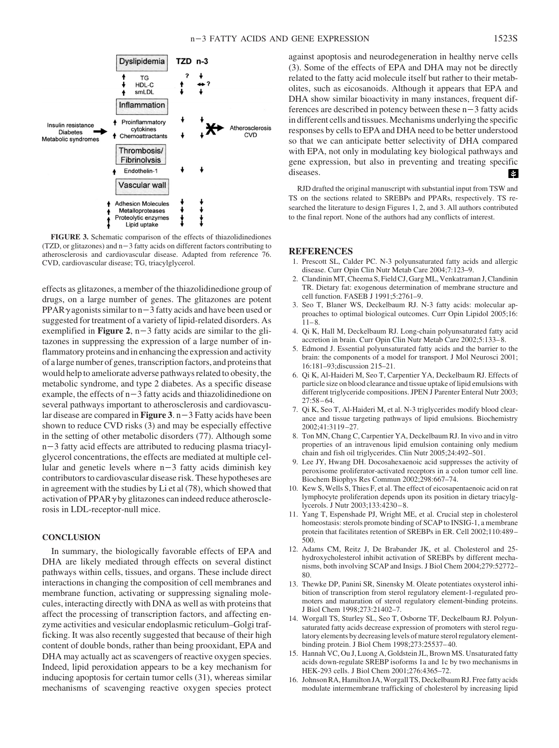**FIGURE 3.** Schematic comparison of the effects of thiazolidinediones (TZD, or glitazones) and n−3 fatty acids on different factors contributing to atherosclerosis and cardiovascular disease. Adapted from reference 76. CVD, cardiovascular disease; TG, triacylglycerol.

effects as glitazones, a member of the thiazolidinedione group of drugs, on a large number of genes. The glitazones are potent PPAR$\gamma$ agonists similar to n−3 fatty acids and have been used or suggested for treatment of a variety of lipid-related disorders. As exemplified in **Figure 2**, n−3 fatty acids are similar to the glitazones in suppressing the expression of a large number of inflammatory proteins and in enhancing the expression and activity of a large number of genes, transcription factors, and proteins that would help to ameliorate adverse pathways related to obesity, the metabolic syndrome, and type 2 diabetes. As a specific disease example, the effects of n−3 fatty acids and thiazolidinedione on several pathways important to atherosclerosis and cardiovascular disease are compared in **Figure 3**. n−3 Fatty acids have been shown to reduce CVD risks (3) and may be especially effective in the setting of other metabolic disorders (77). Although some n−3 fatty acid effects are attributed to reducing plasma triacylglycerol concentrations, the effects are mediated at multiple cellular and genetic levels where n−3 fatty acids diminish key contributors to cardiovascular disease risk. These hypotheses are in agreement with the studies by Li et al (78), which showed that activation of PPAR$\gamma$ by glitazones can indeed reduce atherosclerosis in LDL-receptor-null mice.

## CONCLUSION

In summary, the biologically favorable effects of EPA and DHA are likely mediated through effects on several distinct pathways within cells, tissues, and organs. These include direct interactions in changing the composition of cell membranes and membrane function, activating or suppressing signaling molecules, interacting directly with DNA as well as with proteins that affect the processing of transcription factors, and affecting enzyme activities and vesicular endoplasmic reticulum–Golgi trafficking. It was also recently suggested that because of their high content of double bonds, rather than being prooxidant, EPA and DHA may actually act as scavengers of reactive oxygen species. Indeed, lipid peroxidation appears to be a key mechanism for inducing apoptosis for certain tumor cells (31), whereas similar mechanisms of scavenging reactive oxygen species protect against apoptosis and neurodegeneration in healthy nerve cells (3). Some of the effects of EPA and DHA may not be directly related to the fatty acid molecule itself but rather to their metabolites, such as eicosanoids. Although it appears that EPA and DHA show similar bioactivity in many instances, frequent differences are described in potency between these n−3 fatty acids in different cells and tissues. Mechanisms underlying the specific responses by cells to EPA and DHA need to be better understood so that we can anticipate better selectivity of DHA compared with EPA, not only in modulating key biological pathways and gene expression, but also in preventing and treating specific diseases.

RJD drafted the original manuscript with substantial input from TSW and TS on the sections related to SREBPs and PPARs, respectively. TS researched the literature to design Figures 1, 2, and 3. All authors contributed to the final report. None of the authors had any conflicts of interest.

## REFERENCES

1. Prescott SL, Calder PC. N-3 polyunsaturated fatty acids and allergic disease. Curr Opin Clin Nutr Metab Care 2004;7:123–9.
2. Clandinin MT, Cheema S, Field CJ, Garg ML, Venkatraman J, Clandinin TR. Dietary fat: exogenous determination of membrane structure and cell function. FASEB J 1991;5:2761–9.
3. Seo T, Blaner WS, Deckelbaum RJ. N-3 fatty acids: molecular approaches to optimal biological outcomes. Curr Opin Lipidol 2005;16: 11–8.
4. Qi K, Hall M, Deckelbaum RJ. Long-chain polyunsaturated fatty acid accretion in brain. Curr Opin Clin Nutr Metab Care 2002;5:133–8.
5. Edmond J. Essential polyunsaturated fatty acids and the barrier to the brain: the components of a model for transport. J Mol Neurosci 2001; 16:181–93;discussion 215–21.
6. Qi K, Al-Haideri M, Seo T, Carpentier YA, Deckelbaum RJ. Effects of particle size on blood clearance and tissue uptake of lipid emulsions with different triglyceride compositions. JPEN J Parenter Enteral Nutr 2003; 27:58–64.
7. Qi K, Seo T, Al-Haideri M, et al. N-3 triglycerides modify blood clearance and tissue targeting pathways of lipid emulsions. Biochemistry 2002;41:3119–27.
8. Ton MN, Chang C, Carpentier YA, Deckelbaum RJ. In vivo and in vitro properties of an intravenous lipid emulsion containing only medium chain and fish oil triglycerides. Clin Nutr 2005;24:492–501.
9. Lee JY, Hwang DH. Docosahexaenoic acid suppresses the activity of peroxisome proliferator-activated receptors in a colon tumor cell line. Biochem Biophys Res Commun 2002;298:667–74.
10. Kew S, Wells S, Thies F, et al. The effect of eicosapentaenoic acid on rat lymphocyte proliferation depends upon its position in dietary triacylglycerols. J Nutr 2003;133:4230–8.
11. Yang T, Espenshade PJ, Wright ME, et al. Crucial step in cholesterol homeostasis: sterols promote binding of SCAP to INSIG-1, a membrane protein that facilitates retention of SREBPs in ER. Cell 2002;110:489–500.
12. Adams CM, Reitz J, De Brabander JK, et al. Cholesterol and 25-hydroxycholesterol inhibit activation of SREBPs by different mechanisms, both involving SCAP and Insigs. J Biol Chem 2004;279:52772–80.
13. Thewke DP, Panini SR, Sinensky M. Oleate potentiates oxysterol inhibition of transcription from sterol regulatory element-1-regulated promoters and maturation of sterol regulatory element-binding proteins. J Biol Chem 1998;273:21402–7.
14. Worgall TS, Sturley SL, Seo T, Osborne TF, Deckelbaum RJ. Polyunsaturated fatty acids decrease expression of promoters with sterol regulatory elements by decreasing levels of mature sterol regulatory element-binding protein. J Biol Chem 1998;273:25537–40.
15. Hannah VC, Ou J, Luong A, Goldstein JL, Brown MS. Unsaturated fatty acids down-regulate SREBP isoforms 1a and 1c by two mechanisms in HEK-293 cells. J Biol Chem 2001;276:4365–72.
16. Johnson RA, Hamilton JA, Worgall TS, Deckelbaum RJ. Free fatty acids modulate intermembrane trafficking of cholesterol by increasing lipid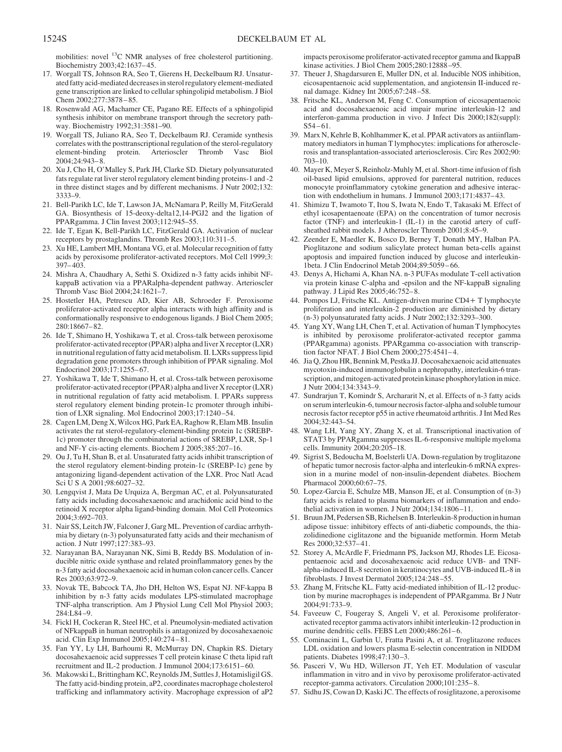mobilities: novel $^{13}C$ NMR analyses of free cholesterol partitioning. Biochemistry 2003;42:1637–45.

17. Worgall TS, Johnson RA, Seo T, Gierens H, Deckelbaum RJ. Unsaturated fatty acid-mediated decreases in sterol regulatory element-mediated gene transcription are linked to cellular sphingolipid metabolism. J Biol Chem 2002;277:3878–85.
18. Rosenwald AG, Machamer CE, Pagano RE. Effects of a sphingolipid synthesis inhibitor on membrane transport through the secretory pathway. Biochemistry 1992;31:3581–90.
19. Worgall TS, Juliano RA, Seo T, Deckelbaum RJ. Ceramide synthesis correlates with the posttranscriptional regulation of the sterol-regulatory element-binding protein. Arterioscler Thromb Vasc Biol 2004;24:943–8.
20. Xu J, Cho H, O'Malley S, Park JH, Clarke SD. Dietary polyunsaturated fats regulate rat liver sterol regulatory element binding proteins-1 and -2 in three distinct stages and by different mechanisms. J Nutr 2002;132: 3333–9.
21. Bell-Parikh LC, Ide T, Lawson JA, McNamara P, Reilly M, FitzGerald GA. Biosynthesis of 15-deoxy-delta12,14-PGJ2 and the ligation of PPARgamma. J Clin Invest 2003;112:945–55.
22. Ide T, Egan K, Bell-Parikh LC, FitzGerald GA. Activation of nuclear receptors by prostaglandins. Thromb Res 2003;110:311–5.
23. Xu HE, Lambert MH, Montana VG, et al. Molecular recognition of fatty acids by peroxisome proliferator-activated receptors. Mol Cell 1999;3: 397–403.
24. Mishra A, Chaudhary A, Sethi S. Oxidized n-3 fatty acids inhibit NF-kappaB activation via a PPARalpha-dependent pathway. Arterioscler Thromb Vasc Biol 2004;24:1621–7.
25. Hostetler HA, Petrescu AD, Kier AB, Schroeder F. Peroxisome proliferator-activated receptor alpha interacts with high affinity and is conformationally responsive to endogenous ligands. J Biol Chem 2005; 280:18667–82.
26. Ide T, Shimano H, Yoshikawa T, et al. Cross-talk between peroxisome proliferator-activated receptor (PPAR) alpha and liver X receptor (LXR) in nutritional regulation of fatty acid metabolism. II. LXRs suppress lipid degradation gene promoters through inhibition of PPAR signaling. Mol Endocrinol 2003;17:1255–67.
27. Yoshikawa T, Ide T, Shimano H, et al. Cross-talk between peroxisome proliferator-activated receptor (PPAR) alpha and liver X receptor (LXR) in nutritional regulation of fatty acid metabolism. I. PPARs suppress sterol regulatory element binding protein-1c promoter through inhibition of LXR signaling. Mol Endocrinol 2003;17:1240–54.
28. Cagen LM, Deng X, Wilcox HG, Park EA, Raghow R, Elam MB. Insulin activates the rat sterol-regulatory-element-binding protein 1c (SREBP-1c) promoter through the combinatorial actions of SREBP, LXR, Sp-1 and NF-Y cis-acting elements. Biochem J 2005;385:207–16.
29. Ou J, Tu H, Shan B, et al. Unsaturated fatty acids inhibit transcription of the sterol regulatory element-binding protein-1c (SREBP-1c) gene by antagonizing ligand-dependent activation of the LXR. Proc Natl Acad Sci U S A 2001;98:6027–32.
30. Lengqvist J, Mata De Urquiza A, Bergman AC, et al. Polyunsaturated fatty acids including docosahexaenoic and arachidonic acid bind to the retinoid X receptor alpha ligand-binding domain. Mol Cell Proteomics 2004;3:692–703.
31. Nair SS, Leitch JW, Falconer J, Garg ML. Prevention of cardiac arrhythmia by dietary (n-3) polyunsaturated fatty acids and their mechanism of action. J Nutr 1997;127:383–93.
32. Narayanan BA, Narayanan NK, Simi B, Reddy BS. Modulation of inducible nitric oxide synthase and related proinflammatory genes by the n-3 fatty acid docosahexaenoic acid in human colon cancer cells. Cancer Res 2003;63:972–9.
33. Novak TE, Babcock TA, Jho DH, Helton WS, Espat NJ. NF-kappa B inhibition by n-3 fatty acids modulates LPS-stimulated macrophage TNF-alpha transcription. Am J Physiol Lung Cell Mol Physiol 2003; 284:L84–9.
34. Fickl H, Cockeran R, Steel HC, et al. Pneumolysin-mediated activation of NFkappaB in human neutrophils is antagonized by docosahexaenoic acid. Clin Exp Immunol 2005;140:274–81.
35. Fan YY, Ly LH, Barhoumi R, McMurray DN, Chapkin RS. Dietary docosahexaenoic acid suppresses T cell protein kinase C theta lipid raft recruitment and IL-2 production. J Immunol 2004;173:6151–60.
36. Makowski L, Brittingham KC, Reynolds JM, Suttles J, Hotamisligil GS. The fatty acid-binding protein, aP2, coordinates macrophage cholesterol trafficking and inflammatory activity. Macrophage expression of aP2 impacts peroxisome proliferator-activated receptor gamma and IkappaB kinase activities. J Biol Chem 2005;280:12888–95.
37. Theuer J, Shagdarsuren E, Muller DN, et al. Inducible NOS inhibition, eicosapentaenoic acid supplementation, and angiotensin II-induced renal damage. Kidney Int 2005;67:248–58.
38. Fritsche KL, Anderson M, Feng C. Consumption of eicosapentaenoic acid and docosahexaenoic acid impair murine interleukin-12 and interferon-gamma production in vivo. J Infect Dis 2000;182(suppl): S54–61.
39. Marx N, Kehrle B, Kohlhammer K, et al. PPAR activators as antiinflammatory mediators in human T lymphocytes: implications for atherosclerosis and transplantation-associated arteriosclerosis. Circ Res 2002;90: 703–10.
40. Mayer K, Meyer S, Reinholz-Muhly M, et al. Short-time infusion of fish oil-based lipid emulsions, approved for parenteral nutrition, reduces monocyte proinflammatory cytokine generation and adhesive interaction with endothelium in humans. J Immunol 2003;171:4837–43.
41. Shimizu T, Iwamoto T, Itou S, Iwata N, Endo T, Takasaki M. Effect of ethyl icosapentaenoate (EPA) on the concentration of tumor necrosis factor (TNF) and interleukin-1 (IL-1) in the carotid artery of cuff-sheathed rabbit models. J Atheroscler Thromb 2001;8:45–9.
42. Zeender E, Maedler K, Bosco D, Berney T, Donath MY, Halban PA. Pioglitazone and sodium salicylate protect human beta-cells against apoptosis and impaired function induced by glucose and interleukin-1beta. J Clin Endocrinol Metab 2004;89:5059–66.
43. Denys A, Hichami A, Khan NA. n-3 PUFAs modulate T-cell activation via protein kinase C-alpha and -epsilon and the NF-kappaB signaling pathway. J Lipid Res 2005;46:752–8.
44. Pompos LJ, Fritsche KL. Antigen-driven murine CD4+ T lymphocyte proliferation and interleukin-2 production are diminished by dietary (n-3) polyunsaturated fatty acids. J Nutr 2002;132:3293–300.
45. Yang XY, Wang LH, Chen T, et al. Activation of human T lymphocytes is inhibited by peroxisome proliferator-activated receptor gamma (PPARgamma) agonists. PPARgamma co-association with transcription factor NFAT. J Biol Chem 2000;275:4541–4.
46. Jia Q, Zhou HR, Bennink M, Pestka JJ. Docosahexaenoic acid attenuates mycotoxin-induced immunoglobulin a nephropathy, interleukin-6 transcription, and mitogen-activated protein kinase phosphorylation in mice. J Nutr 2004;134:3343–9.
47. Sundrarjun T, Komindr S, Archararit N, et al. Effects of n-3 fatty acids on serum interleukin-6, tumour necrosis factor-alpha and soluble tumour necrosis factor receptor p55 in active rheumatoid arthritis. J Int Med Res 2004;32:443–54.
48. Wang LH, Yang XY, Zhang X, et al. Transcriptional inactivation of STAT3 by PPARgamma suppresses IL-6-responsive multiple myeloma cells. Immunity 2004;20:205–18.
49. Sigrist S, Bedoucha M, Boelsterli UA. Down-regulation by troglitazone of hepatic tumor necrosis factor-alpha and interleukin-6 mRNA expression in a murine model of non-insulin-dependent diabetes. Biochem Pharmacol 2000;60:67–75.
50. Lopez-Garcia E, Schulze MB, Manson JE, et al. Consumption of (n-3) fatty acids is related to plasma biomarkers of inflammation and endothelial activation in women. J Nutr 2004;134:1806–11.
51. Bruun JM, Pedersen SB, Richelsen B. Interleukin-8 production in human adipose tissue: inhibitory effects of anti-diabetic compounds, the thiazolidinedione ciglitazone and the biguanide metformin. Horm Metab Res 2000;32:537–41.
52. Storey A, McArdle F, Friedmann PS, Jackson MJ, Rhodes LE. Eicosapentaenoic acid and docosahexaenoic acid reduce UVB- and TNF-alpha-induced IL-8 secretion in keratinocytes and UVB-induced IL-8 in fibroblasts. J Invest Dermatol 2005;124:248–55.
53. Zhang M, Fritsche KL. Fatty acid-mediated inhibition of IL-12 production by murine macrophages is independent of PPARgamma. Br J Nutr 2004;91:733–9.
54. Faveeuw C, Fougeray S, Angeli V, et al. Peroxisome proliferator-activated receptor gamma activators inhibit interleukin-12 production in murine dendritic cells. FEBS Lett 2000;486:261–6.
55. Cominacini L, Garbin U, Fratta Pasini A, et al. Troglitazone reduces LDL oxidation and lowers plasma E-selectin concentration in NIDDM patients. Diabetes 1998;47:130–3.
56. Pasceri V, Wu HD, Willerson JT, Yeh ET. Modulation of vascular inflammation in vitro and in vivo by peroxisome proliferator-activated receptor-gamma activators. Circulation 2000;101:235–8.
57. Sidhu JS, Cowan D, Kaski JC. The effects of rosiglitazone, a peroxisome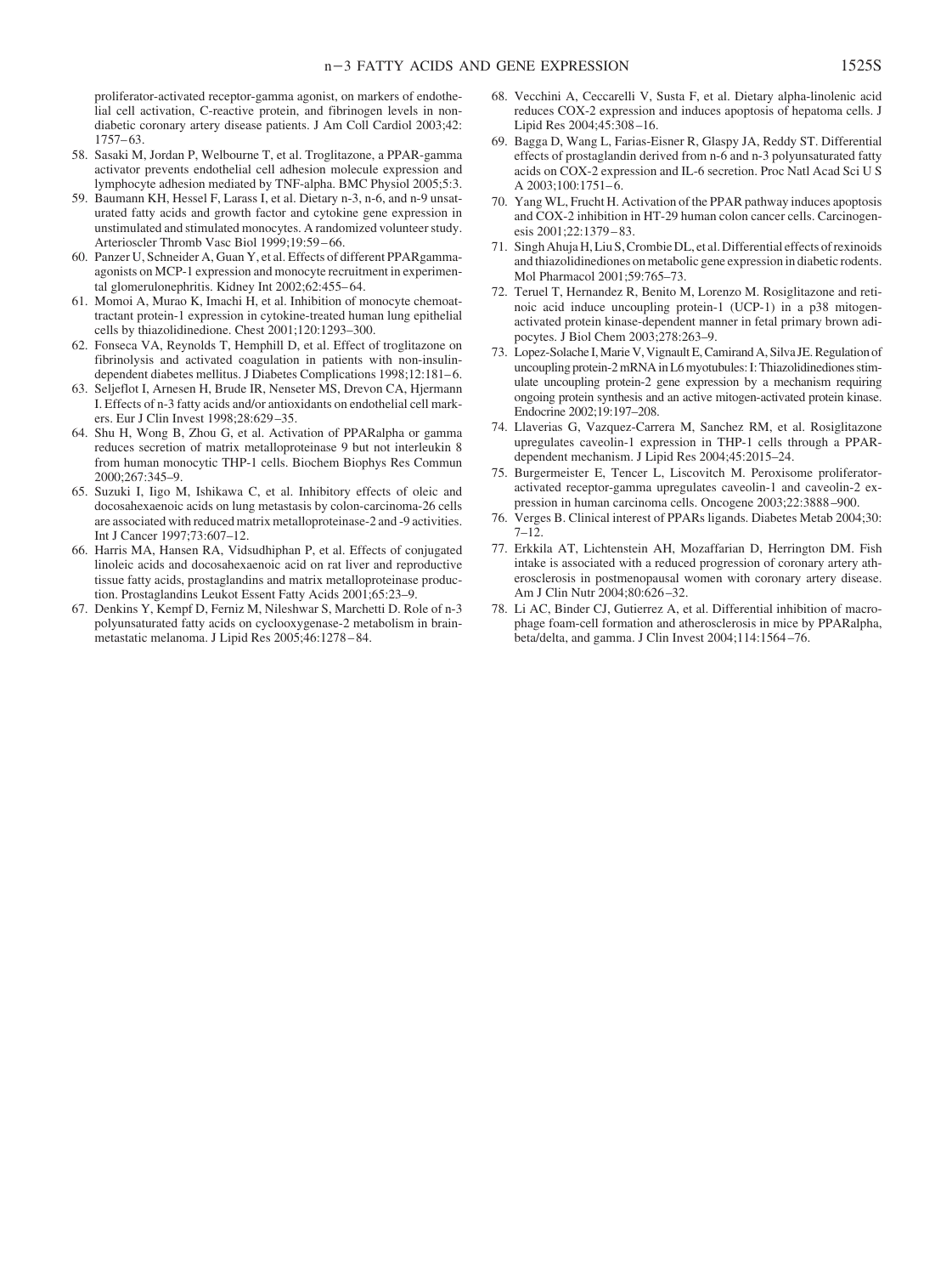proliferator-activated receptor-gamma agonist, on markers of endothelial cell activation, C-reactive protein, and fibrinogen levels in non-diabetic coronary artery disease patients. J Am Coll Cardiol 2003;42: 1757–63.

58. Sasaki M, Jordan P, Welbourne T, et al. Troglitazone, a PPAR-gamma activator prevents endothelial cell adhesion molecule expression and lymphocyte adhesion mediated by TNF-alpha. BMC Physiol 2005;5:3.
59. Baumann KH, Hessel F, Larass I, et al. Dietary n-3, n-6, and n-9 unsaturated fatty acids and growth factor and cytokine gene expression in unstimulated and stimulated monocytes. A randomized volunteer study. Arterioscler Thromb Vasc Biol 1999;19:59–66.
60. Panzer U, Schneider A, Guan Y, et al. Effects of different PPARgamma-agonists on MCP-1 expression and monocyte recruitment in experimental glomerulonephritis. Kidney Int 2002;62:455–64.
61. Momoi A, Murao K, Imachi H, et al. Inhibition of monocyte chemoattractant protein-1 expression in cytokine-treated human lung epithelial cells by thiazolidinedione. Chest 2001;120:1293–300.
62. Fonseca VA, Reynolds T, Hemphill D, et al. Effect of troglitazone on fibrinolysis and activated coagulation in patients with non-insulin-dependent diabetes mellitus. J Diabetes Complications 1998;12:181–6.
63. Seljeflot I, Arnesen H, Brude IR, Nenseter MS, Drevon CA, Hjermann I. Effects of n-3 fatty acids and/or antioxidants on endothelial cell markers. Eur J Clin Invest 1998;28:629–35.
64. Shu H, Wong B, Zhou G, et al. Activation of PPARalpha or gamma reduces secretion of matrix metalloproteinase 9 but not interleukin 8 from human monocytic THP-1 cells. Biochem Biophys Res Commun 2000;267:345–9.
65. Suzuki I, Iigo M, Ishikawa C, et al. Inhibitory effects of oleic and docosahexaenoic acids on lung metastasis by colon-carcinoma-26 cells are associated with reduced matrix metalloproteinase-2 and -9 activities. Int J Cancer 1997;73:607–12.
66. Harris MA, Hansen RA, Vidsudhiphan P, et al. Effects of conjugated linoleic acids and docosahexaenoic acid on rat liver and reproductive tissue fatty acids, prostaglandins and matrix metalloproteinase production. Prostaglandins Leukot Essent Fatty Acids 2001;65:23–9.
67. Denkins Y, Kempf D, Ferniz M, Nileshwar S, Marchetti D. Role of n-3 polyunsaturated fatty acids on cyclooxygenase-2 metabolism in brain-metastatic melanoma. J Lipid Res 2005;46:1278–84.
68. Vecchini A, Ceccarelli V, Susta F, et al. Dietary alpha-linolenic acid reduces COX-2 expression and induces apoptosis of hepatoma cells. J Lipid Res 2004;45:308–16.
69. Bagga D, Wang L, Farias-Eisner R, Glaspy JA, Reddy ST. Differential effects of prostaglandin derived from n-6 and n-3 polyunsaturated fatty acids on COX-2 expression and IL-6 secretion. Proc Natl Acad Sci U S A 2003;100:1751–6.
70. Yang WL, Frucht H. Activation of the PPAR pathway induces apoptosis and COX-2 inhibition in HT-29 human colon cancer cells. Carcinogenesis 2001;22:1379–83.
71. Singh Ahuja H, Liu S, Crombie DL, et al. Differential effects of rexinoids and thiazolidinediones on metabolic gene expression in diabetic rodents. Mol Pharmacol 2001;59:765–73.
72. Teruel T, Hernandez R, Benito M, Lorenzo M. Rosiglitazone and retinoic acid induce uncoupling protein-1 (UCP-1) in a p38 mitogen-activated protein kinase-dependent manner in fetal primary brown adipocytes. J Biol Chem 2003;278:263–9.
73. Lopez-Solache I, Marie V, Vignault E, Camirand A, Silva JE. Regulation of uncoupling protein-2 mRNA in L6 myotubules: I: Thiazolidinediones stimulate uncoupling protein-2 gene expression by a mechanism requiring ongoing protein synthesis and an active mitogen-activated protein kinase. Endocrine 2002;19:197–208.
74. Llaverias G, Vazquez-Carrera M, Sanchez RM, et al. Rosiglitazone upregulates caveolin-1 expression in THP-1 cells through a PPAR-dependent mechanism. J Lipid Res 2004;45:2015–24.
75. Burgermeister E, Tencer L, Liscovitch M. Peroxisome proliferator-activated receptor-gamma upregulates caveolin-1 and caveolin-2 expression in human carcinoma cells. Oncogene 2003;22:3888–900.
76. Verges B. Clinical interest of PPARs ligands. Diabetes Metab 2004;30: 7–12.
77. Erkkila AT, Lichtenstein AH, Mozaffarian D, Herrington DM. Fish intake is associated with a reduced progression of coronary artery atherosclerosis in postmenopausal women with coronary artery disease. Am J Clin Nutr 2004;80:626–32.
78. Li AC, Binder CJ, Gutierrez A, et al. Differential inhibition of macrophage foam-cell formation and atherosclerosis in mice by PPARalpha, beta/delta, and gamma. J Clin Invest 2004;114:1564–76.